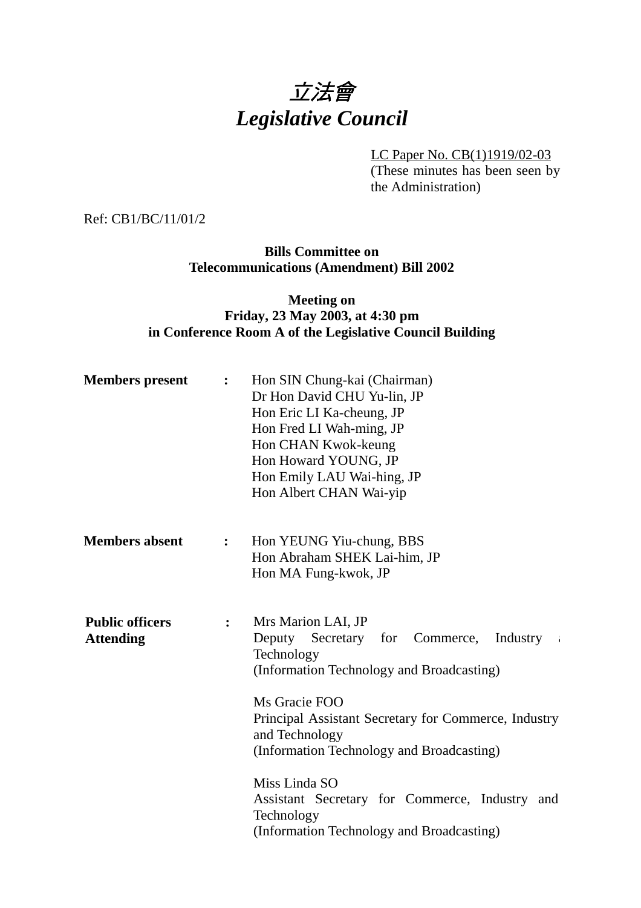# *立法會*
# *Legislative Council*

LC Paper No. CB(1)1919/02-03
(These minutes has been seen by the Administration)

Ref: CB1/BC/11/01/2

**Bills Committee on**
**Telecommunications (Amendment) Bill 2002**

**Meeting on**
**Friday, 23 May 2003, at 4:30 pm**
**in Conference Room A of the Legislative Council Building**

**Members present** : Hon SIN Chung-kai (Chairman)
Dr Hon David CHU Yu-lin, JP
Hon Eric LI Ka-cheung, JP
Hon Fred LI Wah-ming, JP
Hon CHAN Kwok-keung
Hon Howard YOUNG, JP
Hon Emily LAU Wai-hing, JP
Hon Albert CHAN Wai-yip

**Members absent** : Hon YEUNG Yiu-chung, BBS
Hon Abraham SHEK Lai-him, JP
Hon MA Fung-kwok, JP

**Public officers Attending** : Mrs Marion LAI, JP
Deputy Secretary for Commerce, Industry and Technology
(Information Technology and Broadcasting)

Ms Gracie FOO
Principal Assistant Secretary for Commerce, Industry and Technology
(Information Technology and Broadcasting)

Miss Linda SO
Assistant Secretary for Commerce, Industry and Technology
(Information Technology and Broadcasting)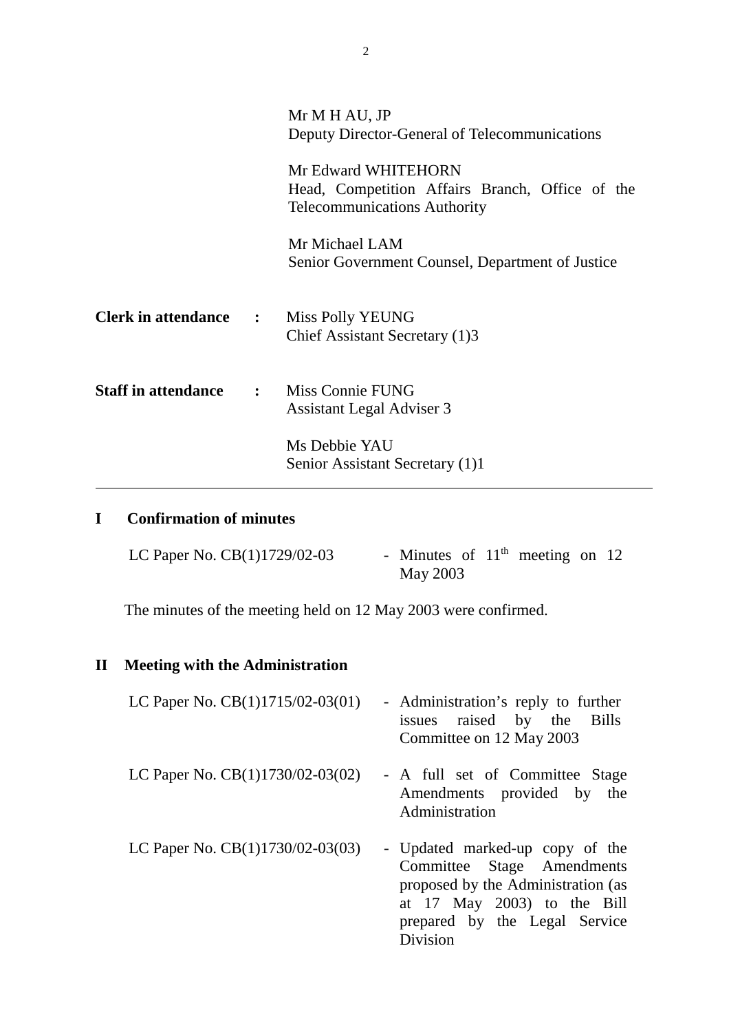Mr M H AU, JP
Deputy Director-General of Telecommunications

Mr Edward WHITEHORN
Head, Competition Affairs Branch, Office of the Telecommunications Authority

Mr Michael LAM
Senior Government Counsel, Department of Justice

**Clerk in attendance** : Miss Polly YEUNG
Chief Assistant Secretary (1)3

**Staff in attendance** : Miss Connie FUNG
Assistant Legal Adviser 3

Ms Debbie YAU
Senior Assistant Secretary (1)1

---

## I Confirmation of minutes

LC Paper No. CB(1)1729/02-03 - Minutes of 11th meeting on 12 May 2003

The minutes of the meeting held on 12 May 2003 were confirmed.

## II Meeting with the Administration

LC Paper No. CB(1)1715/02-03(01) - Administration's reply to further issues raised by the Bills Committee on 12 May 2003

LC Paper No. CB(1)1730/02-03(02) - A full set of Committee Stage Amendments provided by the Administration

LC Paper No. CB(1)1730/02-03(03) - Updated marked-up copy of the Committee Stage Amendments proposed by the Administration (as at 17 May 2003) to the Bill prepared by the Legal Service Division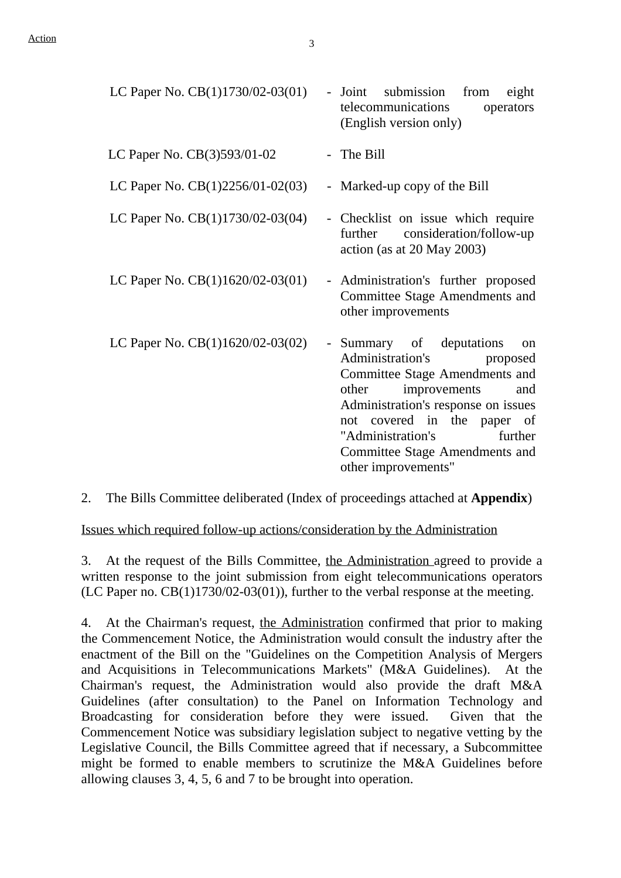| | |
|---|---|
| LC Paper No. CB(1)1730/02-03(01) | - Joint submission from eight telecommunications operators (English version only) |
| LC Paper No. CB(3)593/01-02 | - The Bill |
| LC Paper No. CB(1)2256/01-02(03) | - Marked-up copy of the Bill |
| LC Paper No. CB(1)1730/02-03(04) | - Checklist on issue which require further consideration/follow-up action (as at 20 May 2003) |
| LC Paper No. CB(1)1620/02-03(01) | - Administration's further proposed Committee Stage Amendments and other improvements |
| LC Paper No. CB(1)1620/02-03(02) | - Summary of deputations on Administration's proposed Committee Stage Amendments and other improvements and Administration's response on issues not covered in the paper of "Administration's further Committee Stage Amendments and other improvements" |

2. The Bills Committee deliberated (Index of proceedings attached at **Appendix**)

Issues which required follow-up actions/consideration by the Administration

3. At the request of the Bills Committee, the Administration agreed to provide a written response to the joint submission from eight telecommunications operators (LC Paper no. CB(1)1730/02-03(01)), further to the verbal response at the meeting.

4. At the Chairman's request, the Administration confirmed that prior to making the Commencement Notice, the Administration would consult the industry after the enactment of the Bill on the "Guidelines on the Competition Analysis of Mergers and Acquisitions in Telecommunications Markets" (M&A Guidelines). At the Chairman's request, the Administration would also provide the draft M&A Guidelines (after consultation) to the Panel on Information Technology and Broadcasting for consideration before they were issued. Given that the Commencement Notice was subsidiary legislation subject to negative vetting by the Legislative Council, the Bills Committee agreed that if necessary, a Subcommittee might be formed to enable members to scrutinize the M&A Guidelines before allowing clauses 3, 4, 5, 6 and 7 to be brought into operation.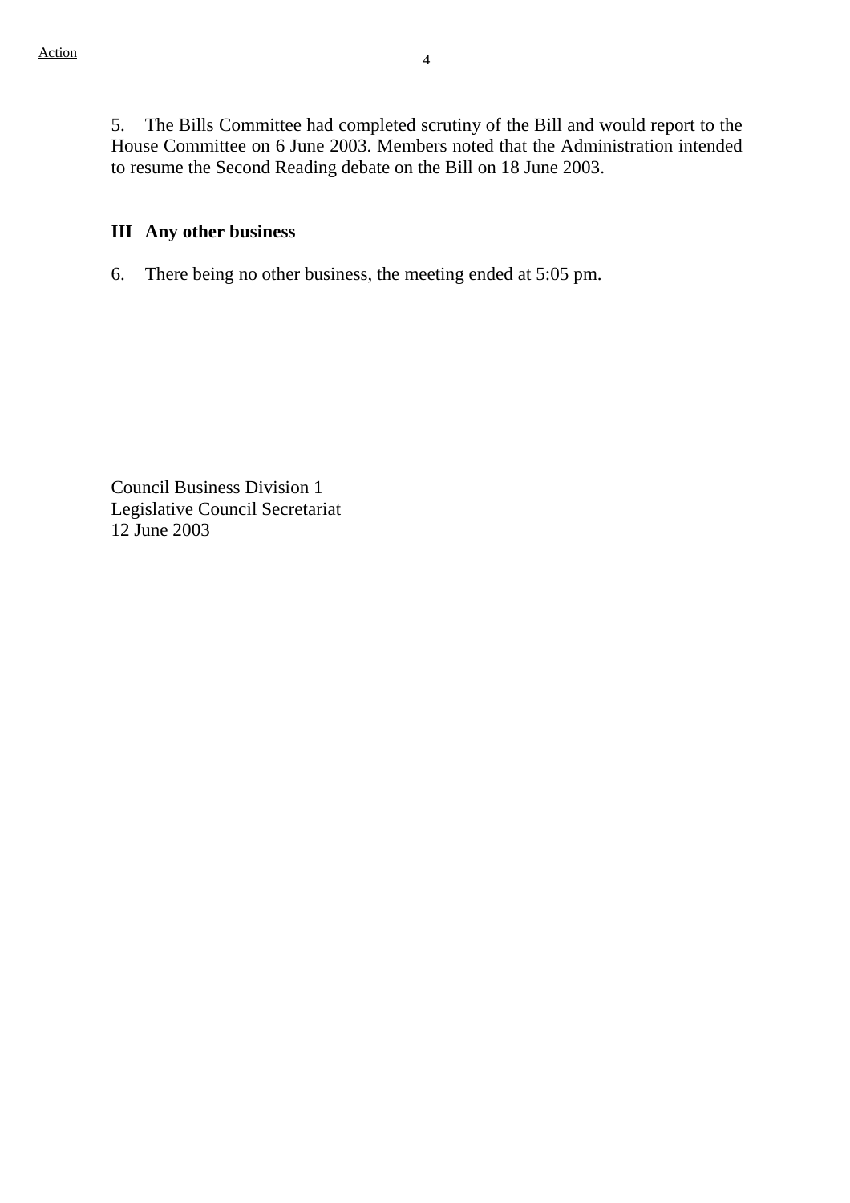5. The Bills Committee had completed scrutiny of the Bill and would report to the House Committee on 6 June 2003. Members noted that the Administration intended to resume the Second Reading debate on the Bill on 18 June 2003.

**III Any other business**

6. There being no other business, the meeting ended at 5:05 pm.

Council Business Division 1
Legislative Council Secretariat
12 June 2003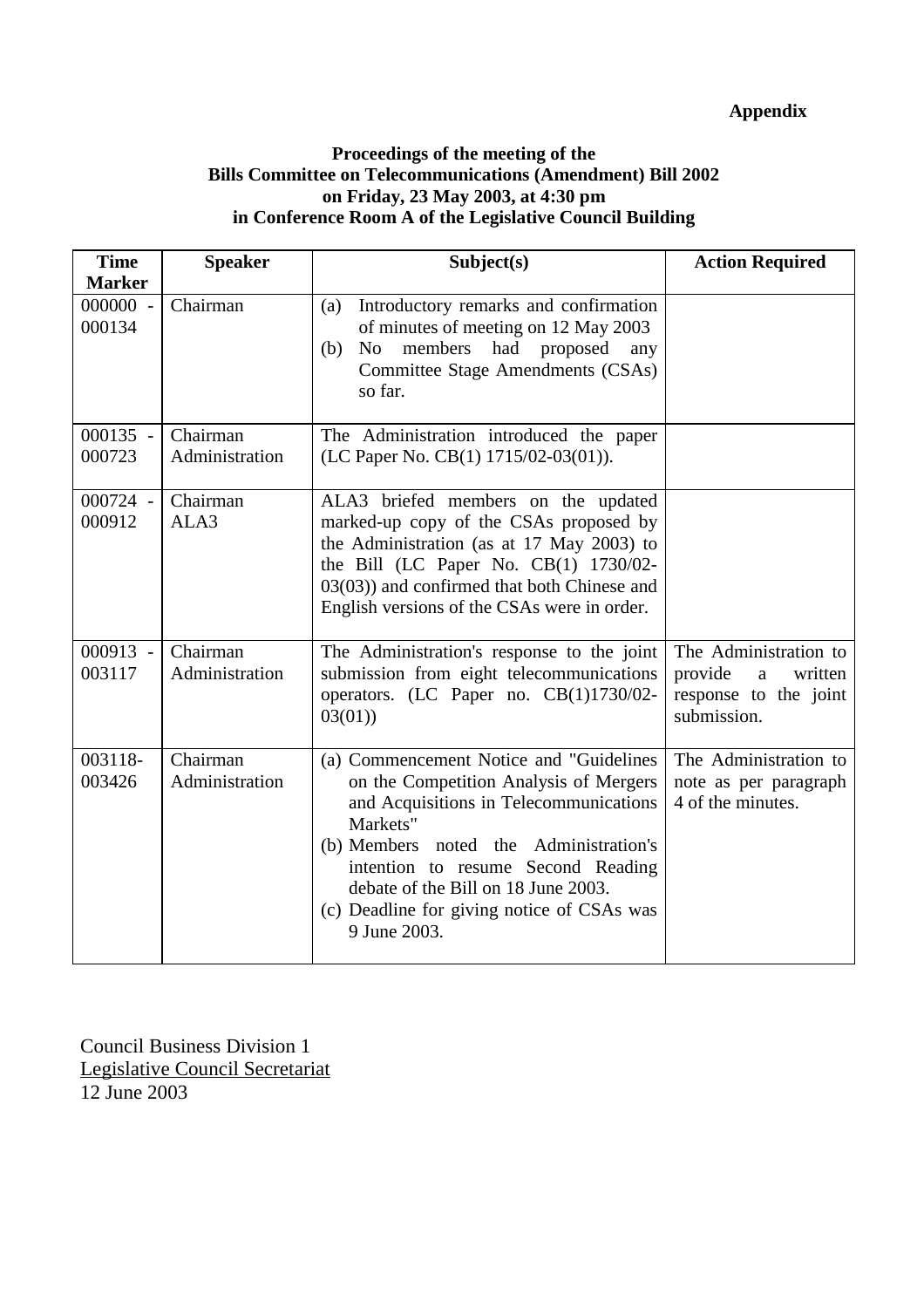**Appendix**

**Proceedings of the meeting of the Bills Committee on Telecommunications (Amendment) Bill 2002 on Friday, 23 May 2003, at 4:30 pm in Conference Room A of the Legislative Council Building**

| Time Marker | Speaker | Subject(s) | Action Required |
|---|---|---|---|
| 000000 - 000134 | Chairman | (a) Introductory remarks and confirmation of minutes of meeting on 12 May 2003<br>(b) No members had proposed any Committee Stage Amendments (CSAs) so far. | |
| 000135 - 000723 | Chairman<br>Administration | The Administration introduced the paper (LC Paper No. CB(1) 1715/02-03(01)). | |
| 000724 - 000912 | Chairman<br>ALA3 | ALA3 briefed members on the updated marked-up copy of the CSAs proposed by the Administration (as at 17 May 2003) to the Bill (LC Paper No. CB(1) 1730/02-03(03)) and confirmed that both Chinese and English versions of the CSAs were in order. | |
| 000913 - 003117 | Chairman<br>Administration | The Administration's response to the joint submission from eight telecommunications operators. (LC Paper no. CB(1)1730/02-03(01)) | The Administration to provide a written response to the joint submission. |
| 003118-003426 | Chairman<br>Administration | (a) Commencement Notice and "Guidelines on the Competition Analysis of Mergers and Acquisitions in Telecommunications Markets"<br>(b) Members noted the Administration's intention to resume Second Reading debate of the Bill on 18 June 2003.<br>(c) Deadline for giving notice of CSAs was 9 June 2003. | The Administration to note as per paragraph 4 of the minutes. |

Council Business Division 1
Legislative Council Secretariat
12 June 2003